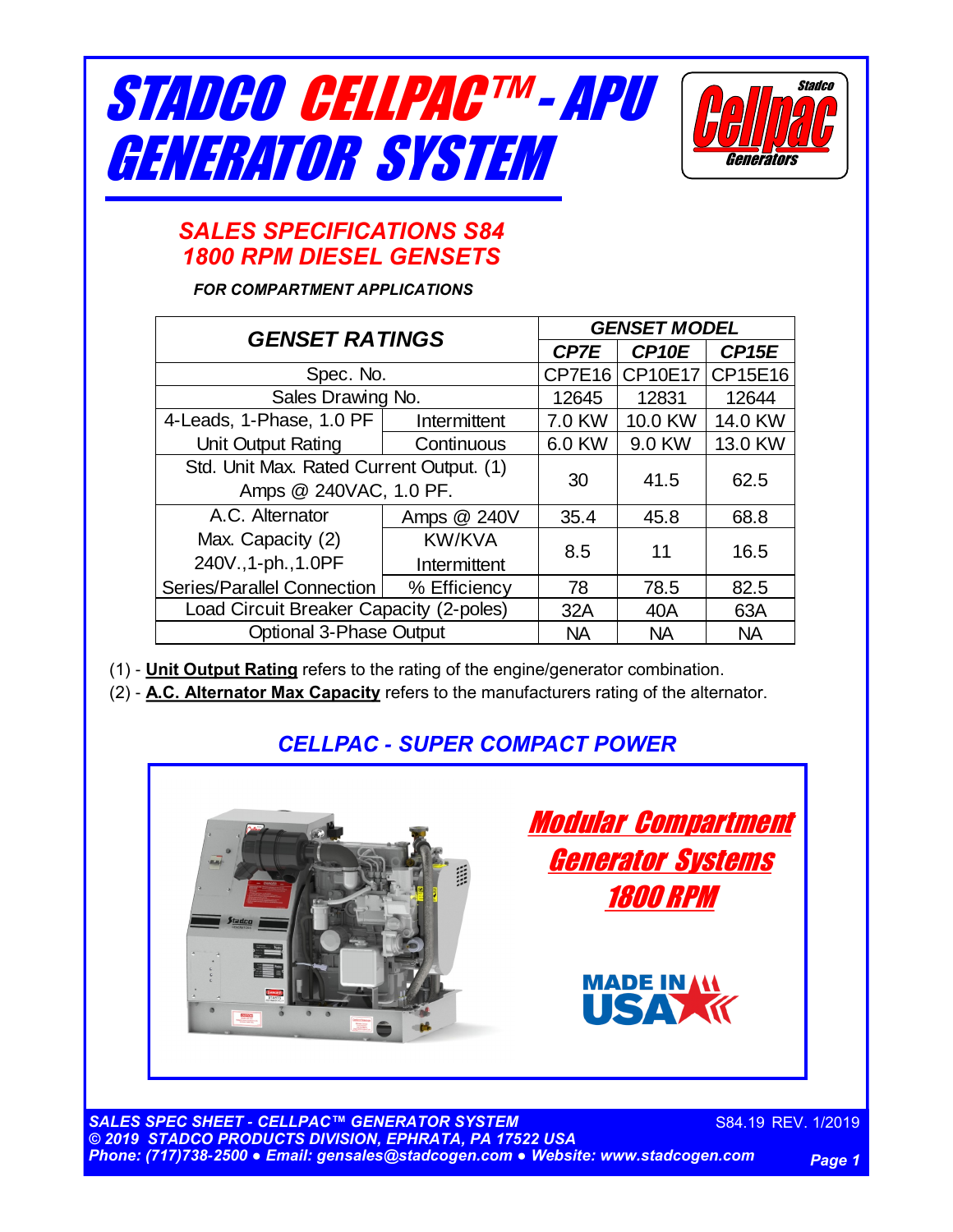# STADCO CELLPAC™ - APU GENERATOR SYSTEM

Stadco Cellpac Generators

## SALES SPECIFICATIONS S84
## 1800 RPM DIESEL GENSETS

***FOR COMPARTMENT APPLICATIONS***

| GENSET RATINGS | | GENSET MODEL | | |
|---|---|---|---|---|
| | | **CP7E** | **CP10E** | **CP15E** |
| Spec. No. | | CP7E16 | CP10E17 | CP15E16 |
| Sales Drawing No. | | 12645 | 12831 | 12644 |
| 4-Leads, 1-Phase, 1.0 PF | Intermittent | 7.0 KW | 10.0 KW | 14.0 KW |
| Unit Output Rating | Continuous | 6.0 KW | 9.0 KW | 13.0 KW |
| Std. Unit Max. Rated Current Output. (1) Amps @ 240VAC, 1.0 PF. | | 30 | 41.5 | 62.5 |
| A.C. Alternator | Amps @ 240V | 35.4 | 45.8 | 68.8 |
| Max. Capacity (2) 240V.,1-ph.,1.0PF | KW/KVA Intermittent | 8.5 | 11 | 16.5 |
| Series/Parallel Connection | % Efficiency | 78 | 78.5 | 82.5 |
| Load Circuit Breaker Capacity (2-poles) | | 32A | 40A | 63A |
| Optional 3-Phase Output | | NA | NA | NA |

(1) - **Unit Output Rating** refers to the rating of the engine/generator combination.

(2) - **A.C. Alternator Max Capacity** refers to the manufacturers rating of the alternator.

## *CELLPAC - SUPER COMPACT POWER*

**Modular Compartment Generator Systems 1800 RPM**

MADE IN USA

SALES SPEC SHEET - CELLPAC™ GENERATOR SYSTEM
© 2019 STADCO PRODUCTS DIVISION, EPHRATA, PA 17522 USA
Phone: (717)738-2500 ● Email: gensales@stadcogen.com ● Website: www.stadcogen.com

S84.19 REV. 1/2019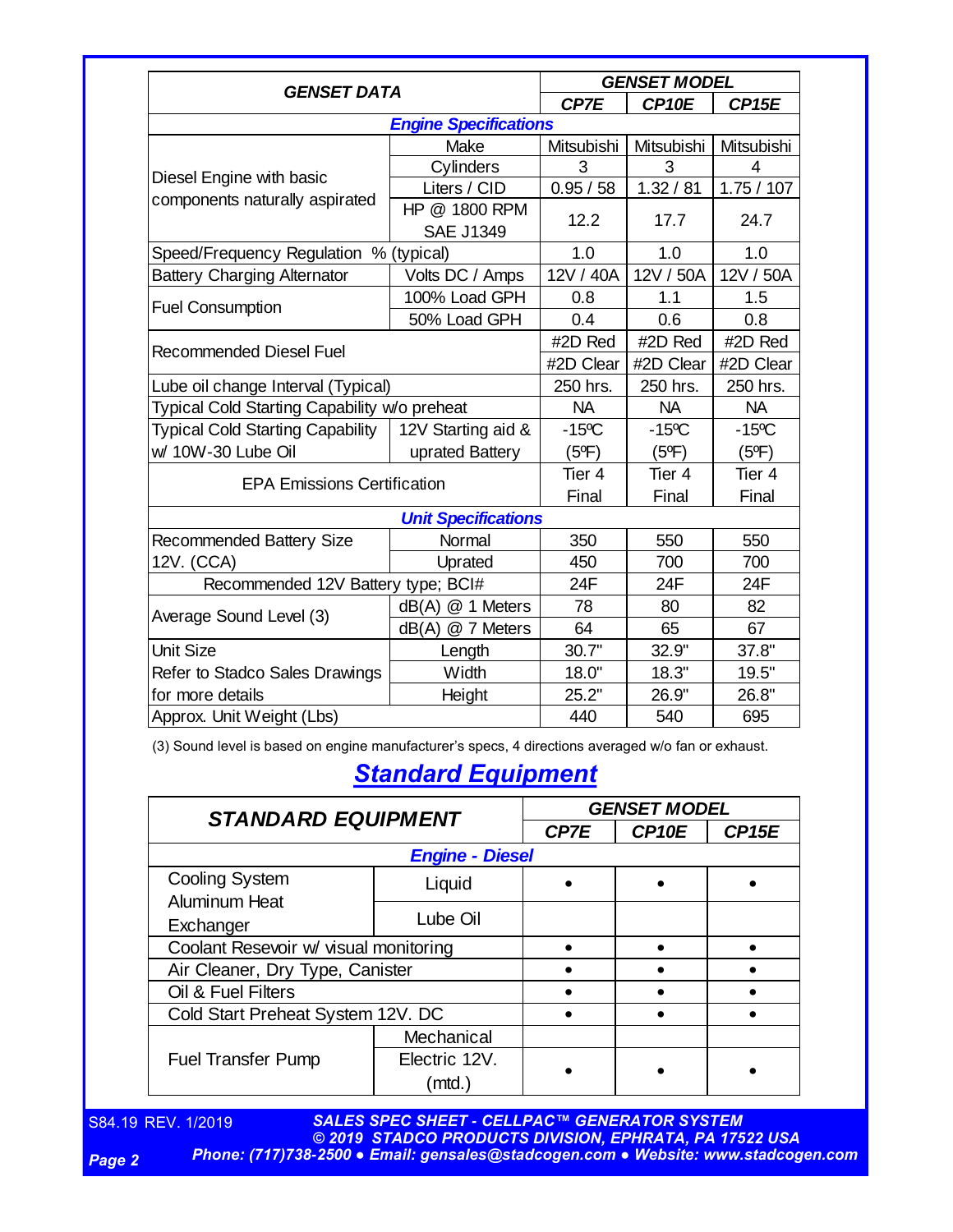| GENSET DATA | | GENSET MODEL | | |
|---|---|---|---|---|
| | | **CP7E** | **CP10E** | **CP15E** |
| ***Engine Specifications*** | | | | |
| Diesel Engine with basic components naturally aspirated | Make | Mitsubishi | Mitsubishi | Mitsubishi |
| | Cylinders | 3 | 3 | 4 |
| | Liters / CID | 0.95 / 58 | 1.32 / 81 | 1.75 / 107 |
| | HP @ 1800 RPM SAE J1349 | 12.2 | 17.7 | 24.7 |
| Speed/Frequency Regulation % (typical) | | 1.0 | 1.0 | 1.0 |
| Battery Charging Alternator | Volts DC / Amps | 12V / 40A | 12V / 50A | 12V / 50A |
| Fuel Consumption | 100% Load GPH | 0.8 | 1.1 | 1.5 |
| | 50% Load GPH | 0.4 | 0.6 | 0.8 |
| Recommended Diesel Fuel | | #2D Red #2D Clear | #2D Red #2D Clear | #2D Red #2D Clear |
| Lube oil change Interval (Typical) | | 250 hrs. | 250 hrs. | 250 hrs. |
| Typical Cold Starting Capability w/o preheat | | NA | NA | NA |
| Typical Cold Starting Capability w/ 10W-30 Lube Oil | 12V Starting aid & uprated Battery | -15ºC (5ºF) | -15ºC (5ºF) | -15ºC (5ºF) |
| EPA Emissions Certification | | Tier 4 Final | Tier 4 Final | Tier 4 Final |
| ***Unit Specifications*** | | | | |
| Recommended Battery Size 12V. (CCA) | Normal | 350 | 550 | 550 |
| | Uprated | 450 | 700 | 700 |
| Recommended 12V Battery type; BCI# | | 24F | 24F | 24F |
| Average Sound Level (3) | dB(A) @ 1 Meters | 78 | 80 | 82 |
| | dB(A) @ 7 Meters | 64 | 65 | 67 |
| Unit Size Refer to Stadco Sales Drawings for more details | Length | 30.7" | 32.9" | 37.8" |
| | Width | 18.0" | 18.3" | 19.5" |
| | Height | 25.2" | 26.9" | 26.8" |
| Approx. Unit Weight (Lbs) | | 440 | 540 | 695 |

(3) Sound level is based on engine manufacturer's specs, 4 directions averaged w/o fan or exhaust.

## Standard Equipment

| STANDARD EQUIPMENT | | GENSET MODEL | | |
|---|---|---|---|---|
| | | **CP7E** | **CP10E** | **CP15E** |
| ***Engine - Diesel*** | | | | |
| Cooling System Aluminum Heat Exchanger | Liquid | • | • | • |
| | Lube Oil | | | |
| Coolant Resevoir w/ visual monitoring | | • | • | • |
| Air Cleaner, Dry Type, Canister | | • | • | • |
| Oil & Fuel Filters | | • | • | • |
| Cold Start Preheat System 12V. DC | | • | • | • |
| Fuel Transfer Pump | Mechanical | | | |
| | Electric 12V. (mtd.) | • | • | • |

S84.19 REV. 1/2019

SALES SPEC SHEET - CELLPAC™ GENERATOR SYSTEM
© 2019 STADCO PRODUCTS DIVISION, EPHRATA, PA 17522 USA
Phone: (717)738-2500 ● Email: gensales@stadcogen.com ● Website: www.stadcogen.com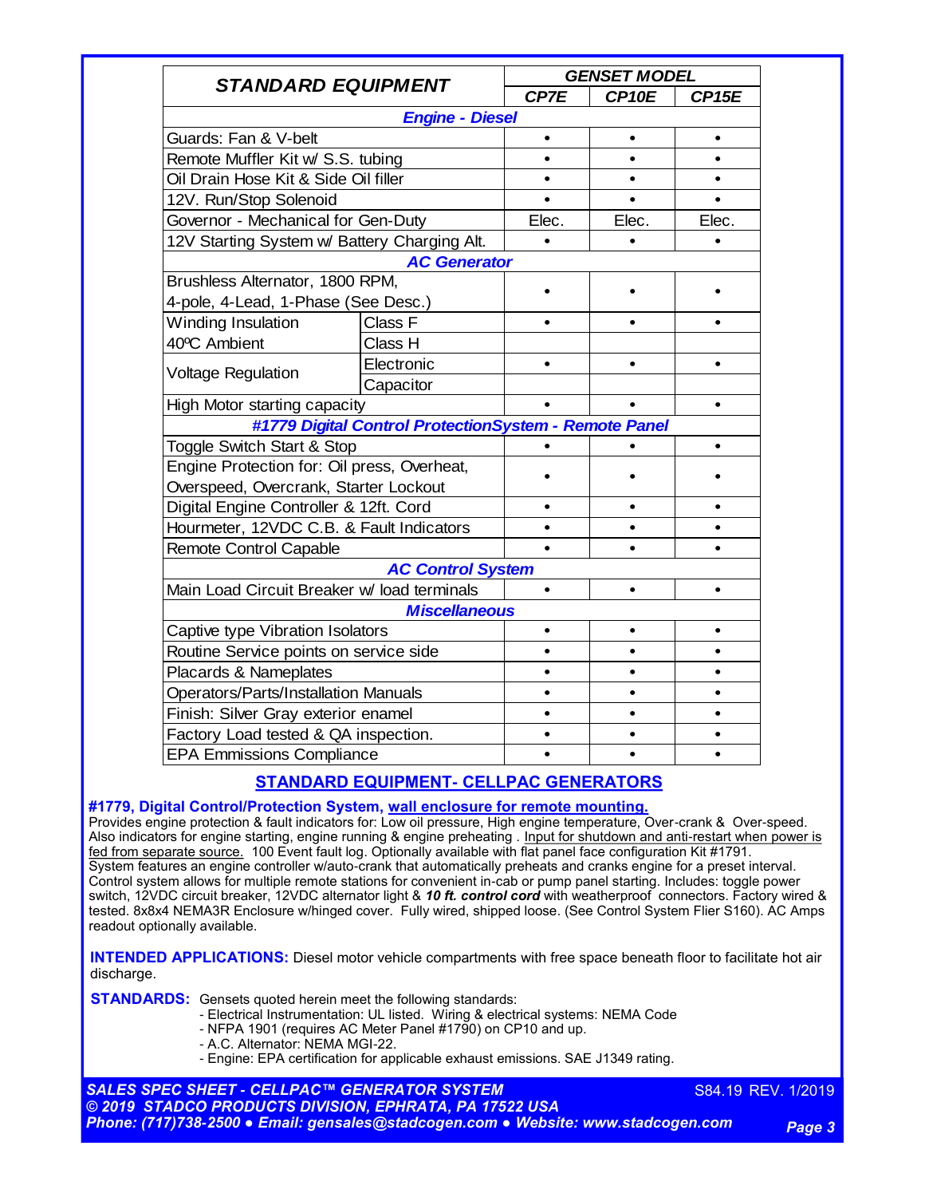| STANDARD EQUIPMENT | | GENSET MODEL | | |
|---|---|---|---|---|
| | | CP7E | CP10E | CP15E |
| **Engine - Diesel** | | | | |
| Guards: Fan & V-belt | | • | • | • |
| Remote Muffler Kit w/ S.S. tubing | | • | • | • |
| Oil Drain Hose Kit & Side Oil filler | | • | • | • |
| 12V. Run/Stop Solenoid | | • | • | • |
| Governor - Mechanical for Gen-Duty | | Elec. | Elec. | Elec. |
| 12V Starting System w/ Battery Charging Alt. | | • | • | • |
| **AC Generator** | | | | |
| Brushless Alternator, 1800 RPM, 4-pole, 4-Lead, 1-Phase (See Desc.) | | • | • | • |
| Winding Insulation | Class F | • | • | • |
| 40ºC Ambient | Class H | | | |
| Voltage Regulation | Electronic | • | • | • |
| | Capacitor | | | |
| High Motor starting capacity | | • | • | • |
| **#1779 Digital Control ProtectionSystem - Remote Panel** | | | | |
| Toggle Switch Start & Stop | | • | • | • |
| Engine Protection for: Oil press, Overheat, Overspeed, Overcrank, Starter Lockout | | • | • | • |
| Digital Engine Controller & 12ft. Cord | | • | • | • |
| Hourmeter, 12VDC C.B. & Fault Indicators | | • | • | • |
| Remote Control Capable | | • | • | • |
| **AC Control System** | | | | |
| Main Load Circuit Breaker w/ load terminals | | • | • | • |
| **Miscellaneous** | | | | |
| Captive type Vibration Isolators | | • | • | • |
| Routine Service points on service side | | • | • | • |
| Placards & Nameplates | | • | • | • |
| Operators/Parts/Installation Manuals | | • | • | • |
| Finish: Silver Gray exterior enamel | | • | • | • |
| Factory Load tested & QA inspection. | | • | • | • |
| EPA Emmissions Compliance | | • | • | • |

## STANDARD EQUIPMENT- CELLPAC GENERATORS

**#1779, Digital Control/Protection System, wall enclosure for remote mounting.**
Provides engine protection & fault indicators for: Low oil pressure, High engine temperature, Over-crank & Over-speed. Also indicators for engine starting, engine running & engine preheating . Input for shutdown and anti-restart when power is fed from separate source. 100 Event fault log. Optionally available with flat panel face configuration Kit #1791. System features an engine controller w/auto-crank that automatically preheats and cranks engine for a preset interval. Control system allows for multiple remote stations for convenient in-cab or pump panel starting. Includes: toggle power switch, 12VDC circuit breaker, 12VDC alternator light & ***10 ft. control cord*** with weatherproof connectors. Factory wired & tested. 8x8x4 NEMA3R Enclosure w/hinged cover. Fully wired, shipped loose. (See Control System Flier S160). AC Amps readout optionally available.

**INTENDED APPLICATIONS:** Diesel motor vehicle compartments with free space beneath floor to facilitate hot air discharge.

**STANDARDS:** Gensets quoted herein meet the following standards:
- Electrical Instrumentation: UL listed. Wiring & electrical systems: NEMA Code
- NFPA 1901 (requires AC Meter Panel #1790) on CP10 and up.
- A.C. Alternator: NEMA MGI-22.
- Engine: EPA certification for applicable exhaust emissions. SAE J1349 rating.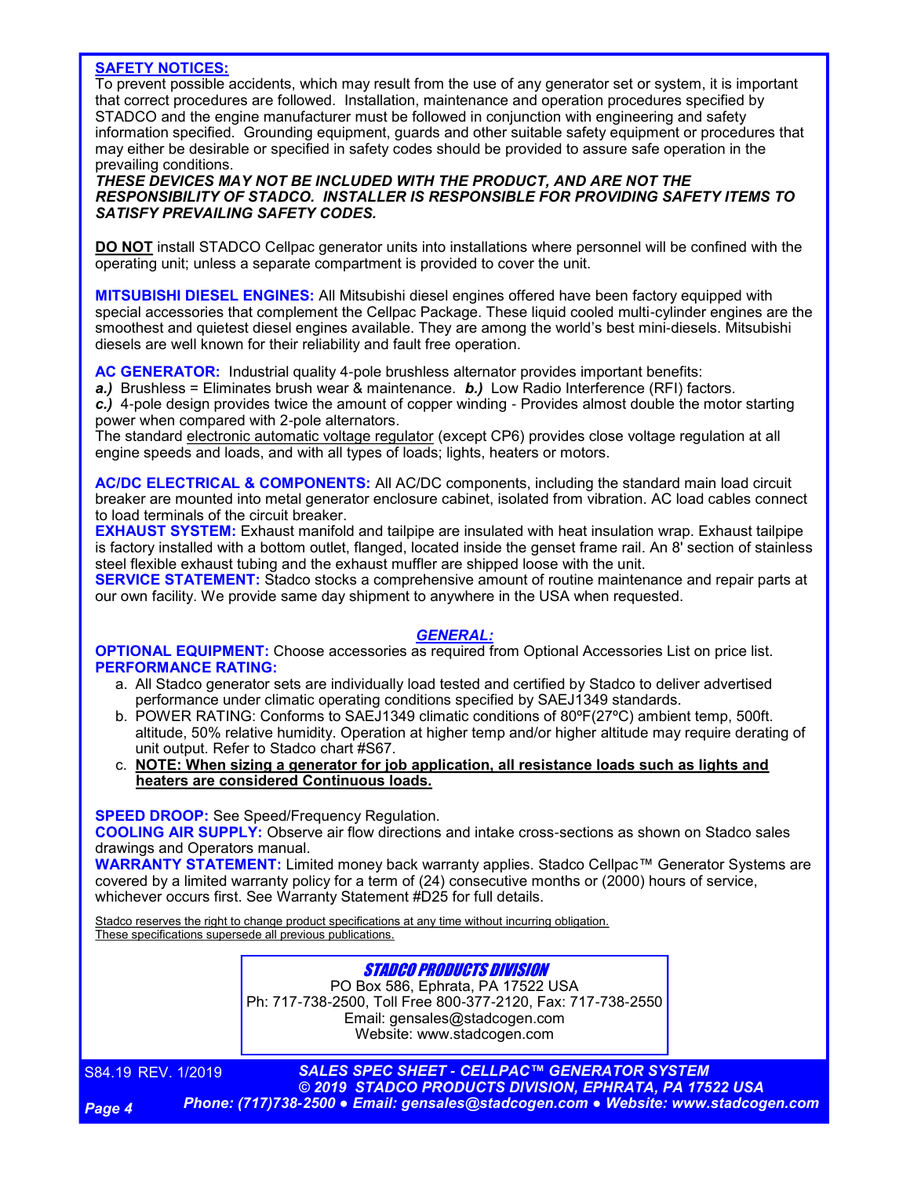**SAFETY NOTICES:**

To prevent possible accidents, which may result from the use of any generator set or system, it is important that correct procedures are followed. Installation, maintenance and operation procedures specified by STADCO and the engine manufacturer must be followed in conjunction with engineering and safety information specified. Grounding equipment, guards and other suitable safety equipment or procedures that may either be desirable or specified in safety codes should be provided to assure safe operation in the prevailing conditions.

***THESE DEVICES MAY NOT BE INCLUDED WITH THE PRODUCT, AND ARE NOT THE RESPONSIBILITY OF STADCO. INSTALLER IS RESPONSIBLE FOR PROVIDING SAFETY ITEMS TO SATISFY PREVAILING SAFETY CODES.***

**DO NOT** install STADCO Cellpac generator units into installations where personnel will be confined with the operating unit; unless a separate compartment is provided to cover the unit.

**MITSUBISHI DIESEL ENGINES:** All Mitsubishi diesel engines offered have been factory equipped with special accessories that complement the Cellpac Package. These liquid cooled multi-cylinder engines are the smoothest and quietest diesel engines available. They are among the world's best mini-diesels. Mitsubishi diesels are well known for their reliability and fault free operation.

**AC GENERATOR:** Industrial quality 4-pole brushless alternator provides important benefits:
***a.)*** Brushless = Eliminates brush wear & maintenance. ***b.)*** Low Radio Interference (RFI) factors.
***c.)*** 4-pole design provides twice the amount of copper winding - Provides almost double the motor starting power when compared with 2-pole alternators.
The standard electronic automatic voltage regulator (except CP6) provides close voltage regulation at all engine speeds and loads, and with all types of loads; lights, heaters or motors.

**AC/DC ELECTRICAL & COMPONENTS:** All AC/DC components, including the standard main load circuit breaker are mounted into metal generator enclosure cabinet, isolated from vibration. AC load cables connect to load terminals of the circuit breaker.
**EXHAUST SYSTEM:** Exhaust manifold and tailpipe are insulated with heat insulation wrap. Exhaust tailpipe is factory installed with a bottom outlet, flanged, located inside the genset frame rail. An 8' section of stainless steel flexible exhaust tubing and the exhaust muffler are shipped loose with the unit.
**SERVICE STATEMENT:** Stadco stocks a comprehensive amount of routine maintenance and repair parts at our own facility. We provide same day shipment to anywhere in the USA when requested.

## *GENERAL:*

**OPTIONAL EQUIPMENT:** Choose accessories as required from Optional Accessories List on price list.
**PERFORMANCE RATING:**

a. All Stadco generator sets are individually load tested and certified by Stadco to deliver advertised performance under climatic operating conditions specified by SAEJ1349 standards.
b. POWER RATING: Conforms to SAEJ1349 climatic conditions of 80ºF(27ºC) ambient temp, 500ft. altitude, 50% relative humidity. Operation at higher temp and/or higher altitude may require derating of unit output. Refer to Stadco chart #S67.
c. **NOTE: When sizing a generator for job application, all resistance loads such as lights and heaters are considered Continuous loads.**

**SPEED DROOP:** See Speed/Frequency Regulation.
**COOLING AIR SUPPLY:** Observe air flow directions and intake cross-sections as shown on Stadco sales drawings and Operators manual.
**WARRANTY STATEMENT:** Limited money back warranty applies. Stadco Cellpac™ Generator Systems are covered by a limited warranty policy for a term of (24) consecutive months or (2000) hours of service, whichever occurs first. See Warranty Statement #D25 for full details.

Stadco reserves the right to change product specifications at any time without incurring obligation.
These specifications supersede all previous publications.

***STADCO PRODUCTS DIVISION***
PO Box 586, Ephrata, PA 17522 USA
Ph: 717-738-2500, Toll Free 800-377-2120, Fax: 717-738-2550
Email: gensales@stadcogen.com
Website: www.stadcogen.com

S84.19 REV. 1/2019